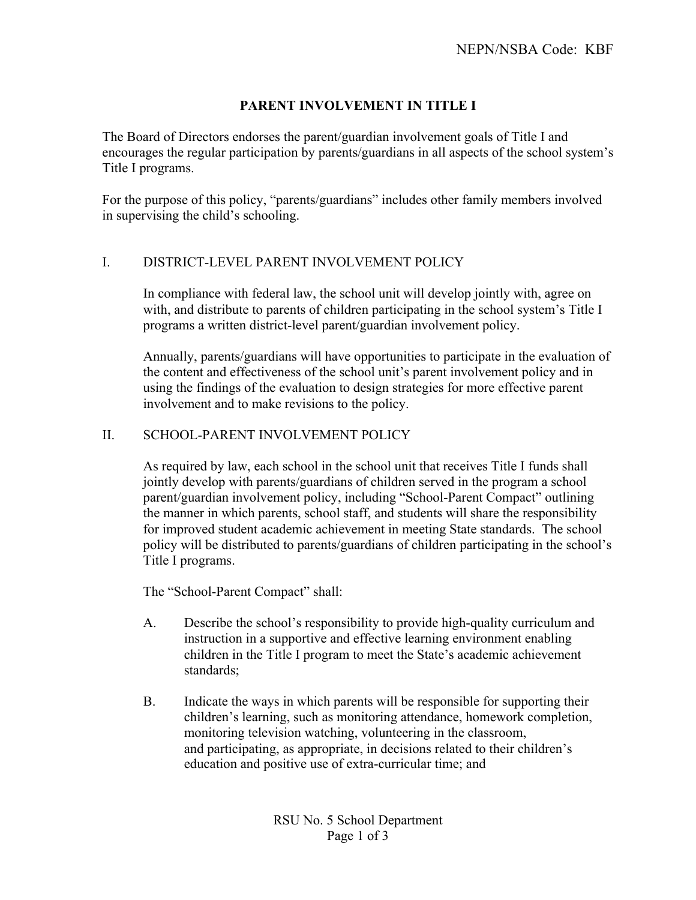NEPN/NSBA Code: KBF

# PARENT INVOLVEMENT IN TITLE I

The Board of Directors endorses the parent/guardian involvement goals of Title I and encourages the regular participation by parents/guardians in all aspects of the school system's Title I programs.

For the purpose of this policy, "parents/guardians" includes other family members involved in supervising the child's schooling.

## I. DISTRICT-LEVEL PARENT INVOLVEMENT POLICY

In compliance with federal law, the school unit will develop jointly with, agree on with, and distribute to parents of children participating in the school system's Title I programs a written district-level parent/guardian involvement policy.

Annually, parents/guardians will have opportunities to participate in the evaluation of the content and effectiveness of the school unit's parent involvement policy and in using the findings of the evaluation to design strategies for more effective parent involvement and to make revisions to the policy.

## II. SCHOOL-PARENT INVOLVEMENT POLICY

As required by law, each school in the school unit that receives Title I funds shall jointly develop with parents/guardians of children served in the program a school parent/guardian involvement policy, including "School-Parent Compact" outlining the manner in which parents, school staff, and students will share the responsibility for improved student academic achievement in meeting State standards. The school policy will be distributed to parents/guardians of children participating in the school's Title I programs.

The "School-Parent Compact" shall:

A. Describe the school's responsibility to provide high-quality curriculum and instruction in a supportive and effective learning environment enabling children in the Title I program to meet the State's academic achievement standards;

B. Indicate the ways in which parents will be responsible for supporting their children's learning, such as monitoring attendance, homework completion, monitoring television watching, volunteering in the classroom, and participating, as appropriate, in decisions related to their children's education and positive use of extra-curricular time; and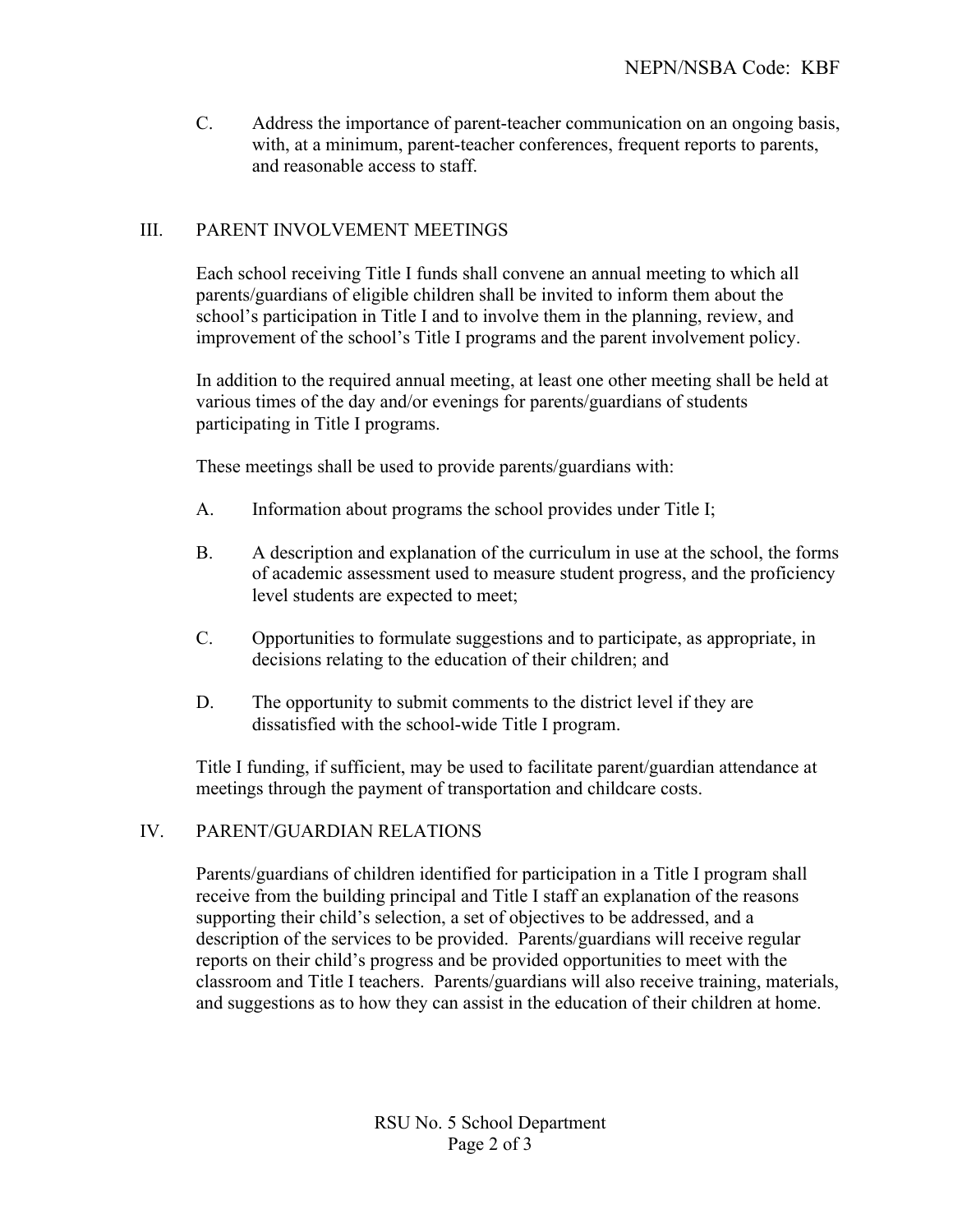C. Address the importance of parent-teacher communication on an ongoing basis, with, at a minimum, parent-teacher conferences, frequent reports to parents, and reasonable access to staff.

## III. PARENT INVOLVEMENT MEETINGS

Each school receiving Title I funds shall convene an annual meeting to which all parents/guardians of eligible children shall be invited to inform them about the school's participation in Title I and to involve them in the planning, review, and improvement of the school's Title I programs and the parent involvement policy.

In addition to the required annual meeting, at least one other meeting shall be held at various times of the day and/or evenings for parents/guardians of students participating in Title I programs.

These meetings shall be used to provide parents/guardians with:

A. Information about programs the school provides under Title I;

B. A description and explanation of the curriculum in use at the school, the forms of academic assessment used to measure student progress, and the proficiency level students are expected to meet;

C. Opportunities to formulate suggestions and to participate, as appropriate, in decisions relating to the education of their children; and

D. The opportunity to submit comments to the district level if they are dissatisfied with the school-wide Title I program.

Title I funding, if sufficient, may be used to facilitate parent/guardian attendance at meetings through the payment of transportation and childcare costs.

## IV. PARENT/GUARDIAN RELATIONS

Parents/guardians of children identified for participation in a Title I program shall receive from the building principal and Title I staff an explanation of the reasons supporting their child's selection, a set of objectives to be addressed, and a description of the services to be provided. Parents/guardians will receive regular reports on their child's progress and be provided opportunities to meet with the classroom and Title I teachers. Parents/guardians will also receive training, materials, and suggestions as to how they can assist in the education of their children at home.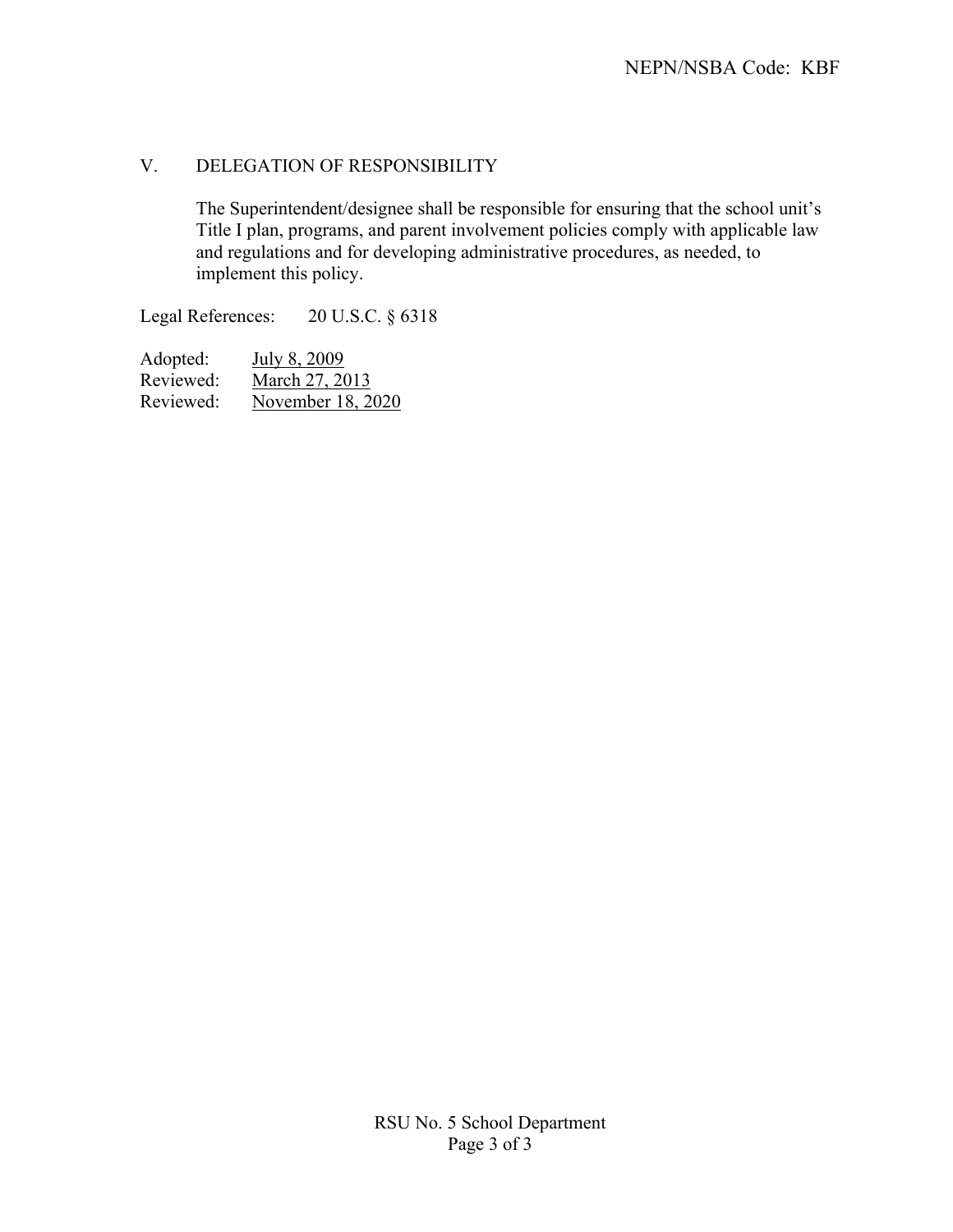## V. DELEGATION OF RESPONSIBILITY

The Superintendent/designee shall be responsible for ensuring that the school unit's Title I plan, programs, and parent involvement policies comply with applicable law and regulations and for developing administrative procedures, as needed, to implement this policy.

Legal References: 20 U.S.C. § 6318

Adopted: July 8, 2009
Reviewed: March 27, 2013
Reviewed: November 18, 2020